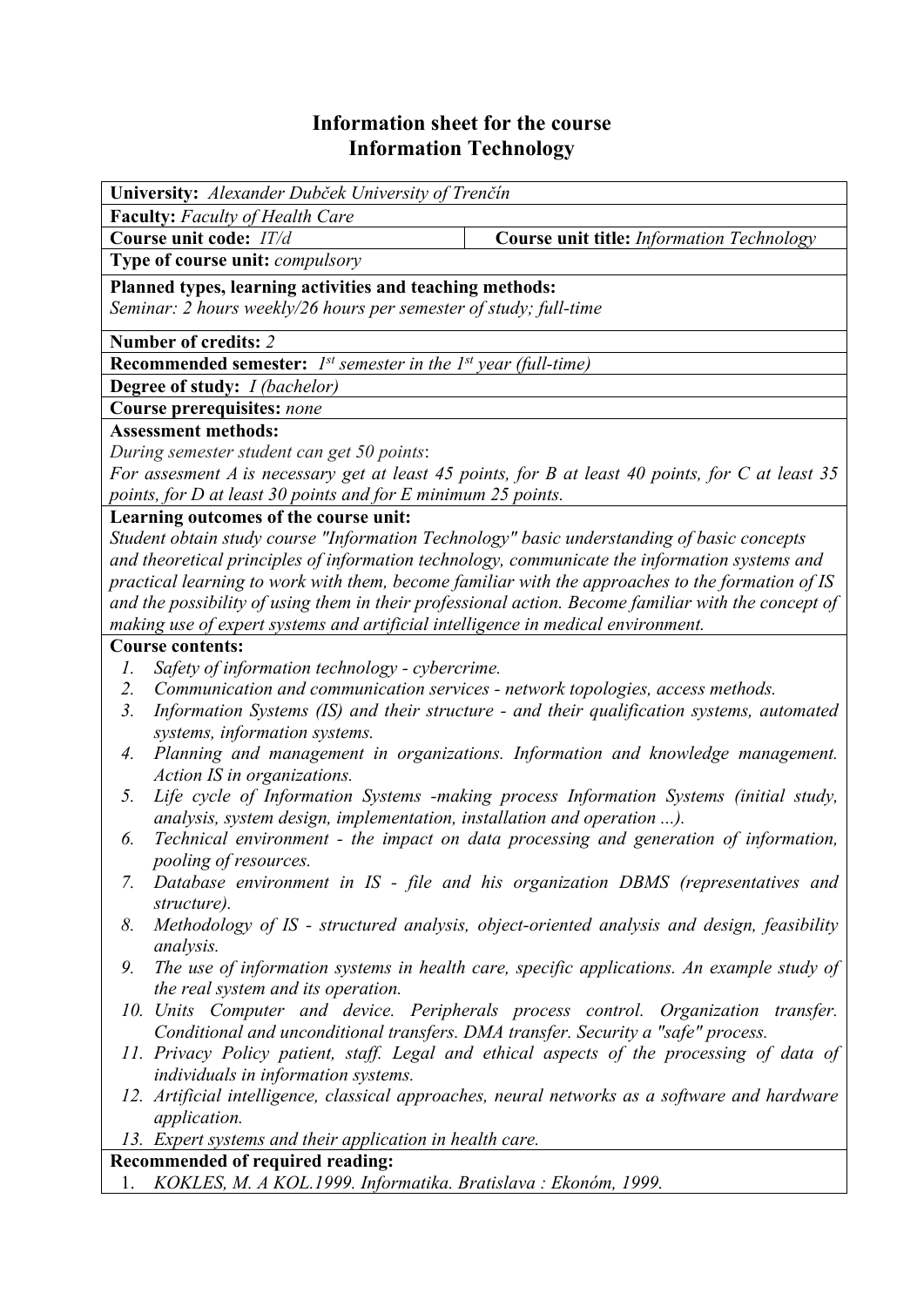# Information sheet for the course Information Technology

**University:** *Alexander Dubček University of Trenčín*

**Faculty:** *Faculty of Health Care*

| **Course unit code:** *IT/d* | **Course unit title:** *Information Technology* |
|---|---|

**Type of course unit:** *compulsory*

**Planned types, learning activities and teaching methods:**
*Seminar: 2 hours weekly/26 hours per semester of study; full-time*

**Number of credits:** *2*

**Recommended semester:** *1st semester in the 1st year (full-time)*

**Degree of study:** *I (bachelor)*

**Course prerequisites:** *none*

**Assessment methods:**
*During semester student can get 50 points*:
*For assesment A is necessary get at least 45 points, for B at least 40 points, for C at least 35 points, for D at least 30 points and for E minimum 25 points.*

**Learning outcomes of the course unit:**
*Student obtain study course "Information Technology" basic understanding of basic concepts and theoretical principles of information technology, communicate the information systems and practical learning to work with them, become familiar with the approaches to the formation of IS and the possibility of using them in their professional action. Become familiar with the concept of making use of expert systems and artificial intelligence in medical environment.*

**Course contents:**

1. *Safety of information technology - cybercrime.*
2. *Communication and communication services - network topologies, access methods.*
3. *Information Systems (IS) and their structure - and their qualification systems, automated systems, information systems.*
4. *Planning and management in organizations. Information and knowledge management. Action IS in organizations.*
5. *Life cycle of Information Systems -making process Information Systems (initial study, analysis, system design, implementation, installation and operation ...).*
6. *Technical environment - the impact on data processing and generation of information, pooling of resources.*
7. *Database environment in IS - file and his organization DBMS (representatives and structure).*
8. *Methodology of IS - structured analysis, object-oriented analysis and design, feasibility analysis.*
9. *The use of information systems in health care, specific applications. An example study of the real system and its operation.*
10. *Units Computer and device. Peripherals process control. Organization transfer. Conditional and unconditional transfers. DMA transfer. Security a "safe" process.*
11. *Privacy Policy patient, staff. Legal and ethical aspects of the processing of data of individuals in information systems.*
12. *Artificial intelligence, classical approaches, neural networks as a software and hardware application.*
13. *Expert systems and their application in health care.*

**Recommended of required reading:**

1. *KOKLES, M. A KOL.1999. Informatika. Bratislava : Ekonóm, 1999.*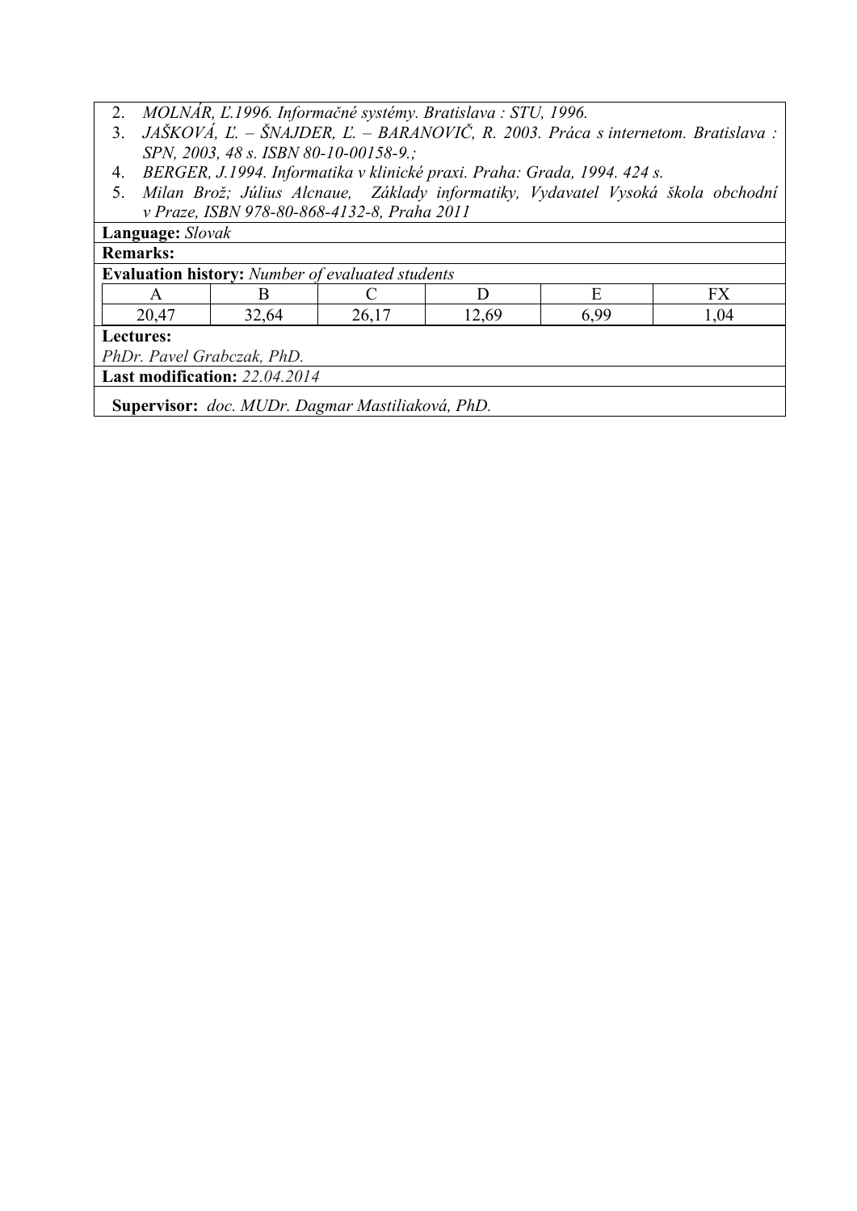2. *MOLNÁR, Ľ.1996. Informačné systémy. Bratislava : STU, 1996.*
3. *JAŠKOVÁ, Ľ. – ŠNAJDER, Ľ. – BARANOVIČ, R. 2003. Práca s internetom. Bratislava : SPN, 2003, 48 s. ISBN 80-10-00158-9.;*
4. *BERGER, J.1994. Informatika v klinické praxi. Praha: Grada, 1994. 424 s.*
5. *Milan Brož; Július Alcnaue, Základy informatiky, Vydavatel Vysoká škola obchodní v Praze, ISBN 978-80-868-4132-8, Praha 2011*

**Language:** *Slovak*

**Remarks:**

**Evaluation history:** *Number of evaluated students*

| A | B | C | D | E | FX |
|---|---|---|---|---|---|
| 20,47 | 32,64 | 26,17 | 12,69 | 6,99 | 1,04 |

**Lectures:**

*PhDr. Pavel Grabczak, PhD.*

**Last modification:** *22.04.2014*

**Supervisor:** *doc. MUDr. Dagmar Mastiliaková, PhD.*